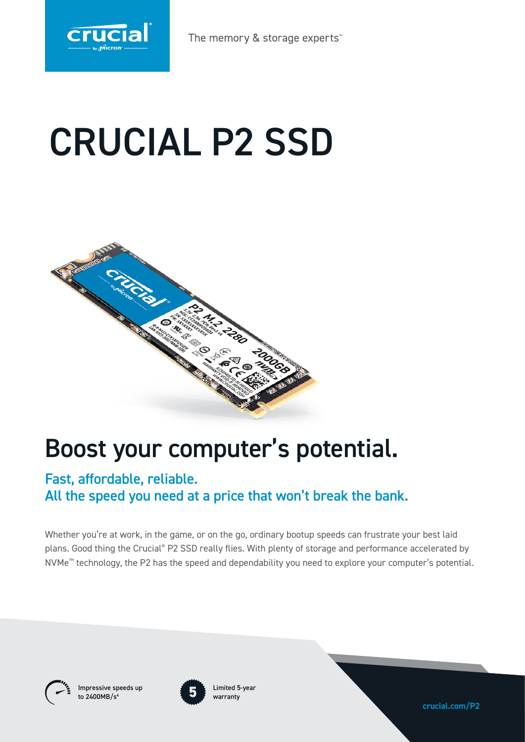crucial by Micron

The memory & storage experts™

# CRUCIAL P2 SSD

## Boost your computer's potential.

### Fast, affordable, reliable.
### All the speed you need at a price that won't break the bank.

Whether you're at work, in the game, or on the go, ordinary bootup speeds can frustrate your best laid plans. Good thing the Crucial® P2 SSD really flies. With plenty of storage and performance accelerated by NVMe™ technology, the P2 has the speed and dependability you need to explore your computer's potential.

Impressive speeds up to 2400MB/s[4]

Limited 5-year warranty

crucial.com/P2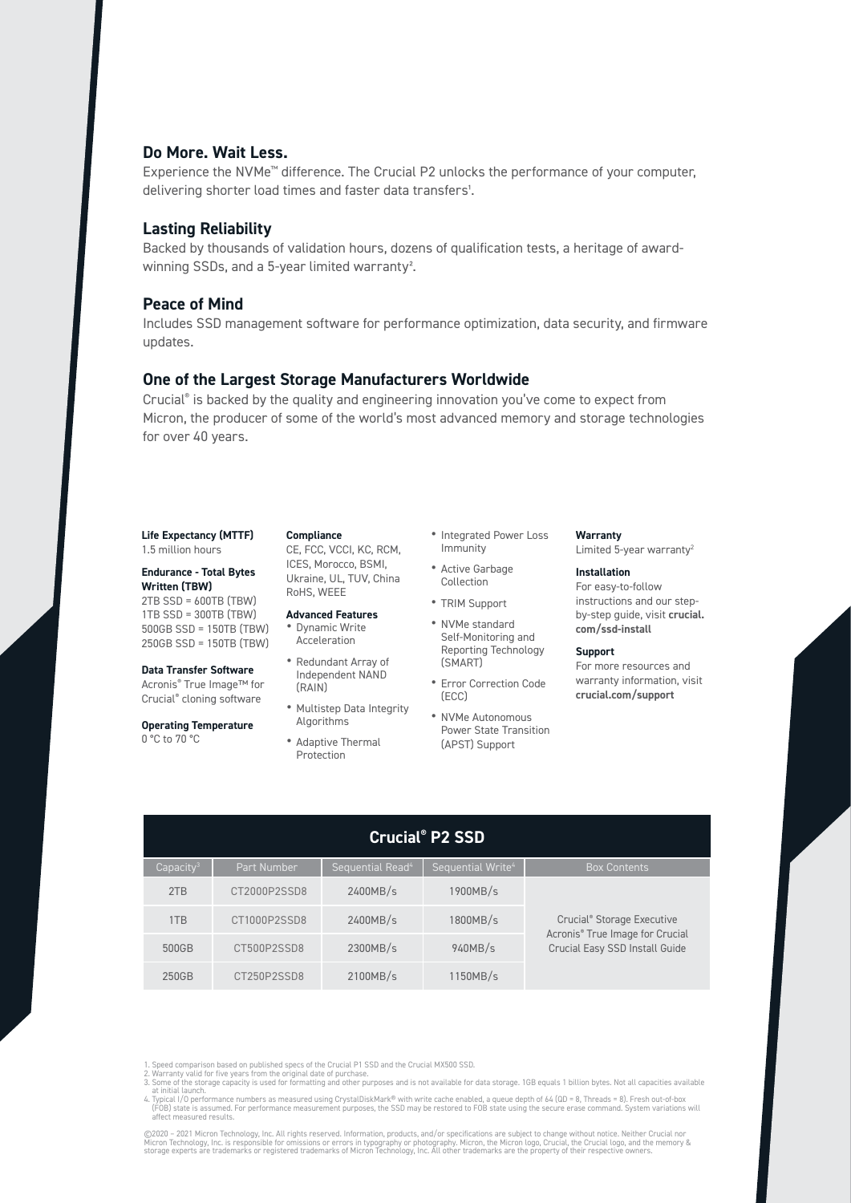## Do More. Wait Less.

Experience the NVMe™ difference. The Crucial P2 unlocks the performance of your computer, delivering shorter load times and faster data transfers[1].

## Lasting Reliability

Backed by thousands of validation hours, dozens of qualification tests, a heritage of award-winning SSDs, and a 5-year limited warranty[2].

## Peace of Mind

Includes SSD management software for performance optimization, data security, and firmware updates.

## One of the Largest Storage Manufacturers Worldwide

Crucial® is backed by the quality and engineering innovation you've come to expect from Micron, the producer of some of the world's most advanced memory and storage technologies for over 40 years.

**Life Expectancy (MTTF)**
1.5 million hours

**Endurance - Total Bytes Written (TBW)**
2TB SSD = 600TB (TBW)
1TB SSD = 300TB (TBW)
500GB SSD = 150TB (TBW)
250GB SSD = 150TB (TBW)

**Data Transfer Software**
Acronis® True Image™ for Crucial® cloning software

**Operating Temperature**
0 °C to 70 °C

**Compliance**
CE, FCC, VCCI, KC, RCM, ICES, Morocco, BSMI, Ukraine, UL, TUV, China RoHS, WEEE

**Advanced Features**

- Dynamic Write Acceleration
- Redundant Array of Independent NAND (RAIN)
- Multistep Data Integrity Algorithms
- Adaptive Thermal Protection
- Integrated Power Loss Immunity
- Active Garbage Collection
- TRIM Support
- NVMe standard Self-Monitoring and Reporting Technology (SMART)
- Error Correction Code (ECC)
- NVMe Autonomous Power State Transition (APST) Support

**Warranty**
Limited 5-year warranty[2]

**Installation**
For easy-to-follow instructions and our step-by-step guide, visit **crucial.com/ssd-install**

**Support**
For more resources and warranty information, visit **crucial.com/support**

### Crucial® P2 SSD

| Capacity[3] | Part Number | Sequential Read[4] | Sequential Write[4] | Box Contents |
|---|---|---|---|---|
| 2TB | CT2000P2SSD8 | 2400MB/s | 1900MB/s | Crucial® Storage Executive<br>Acronis® True Image for Crucial<br>Crucial Easy SSD Install Guide |
| 1TB | CT1000P2SSD8 | 2400MB/s | 1800MB/s | |
| 500GB | CT500P2SSD8 | 2300MB/s | 940MB/s | |
| 250GB | CT250P2SSD8 | 2100MB/s | 1150MB/s | |

1. Speed comparison based on published specs of the Crucial P1 SSD and the Crucial MX500 SSD.
2. Warranty valid for five years from the original date of purchase.
3. Some of the storage capacity is used for formatting and other purposes and is not available for data storage. 1GB equals 1 billion bytes. Not all capacities available at initial launch.
4. Typical I/O performance numbers as measured using CrystalDiskMark® with write cache enabled, a queue depth of 64 (QD = 8, Threads = 8). Fresh out-of-box (FOB) state is assumed. For performance measurement purposes, the SSD may be restored to FOB state using the secure erase command. System variations will affect measured results.

©2020 – 2021 Micron Technology, Inc. All rights reserved. Information, products, and/or specifications are subject to change without notice. Neither Crucial nor Micron Technology, Inc. is responsible for omissions or errors in typography or photography. Micron, the Micron logo, Crucial, the Crucial logo, and the memory & storage experts are trademarks or registered trademarks of Micron Technology, Inc. All other trademarks are the property of their respective owners.